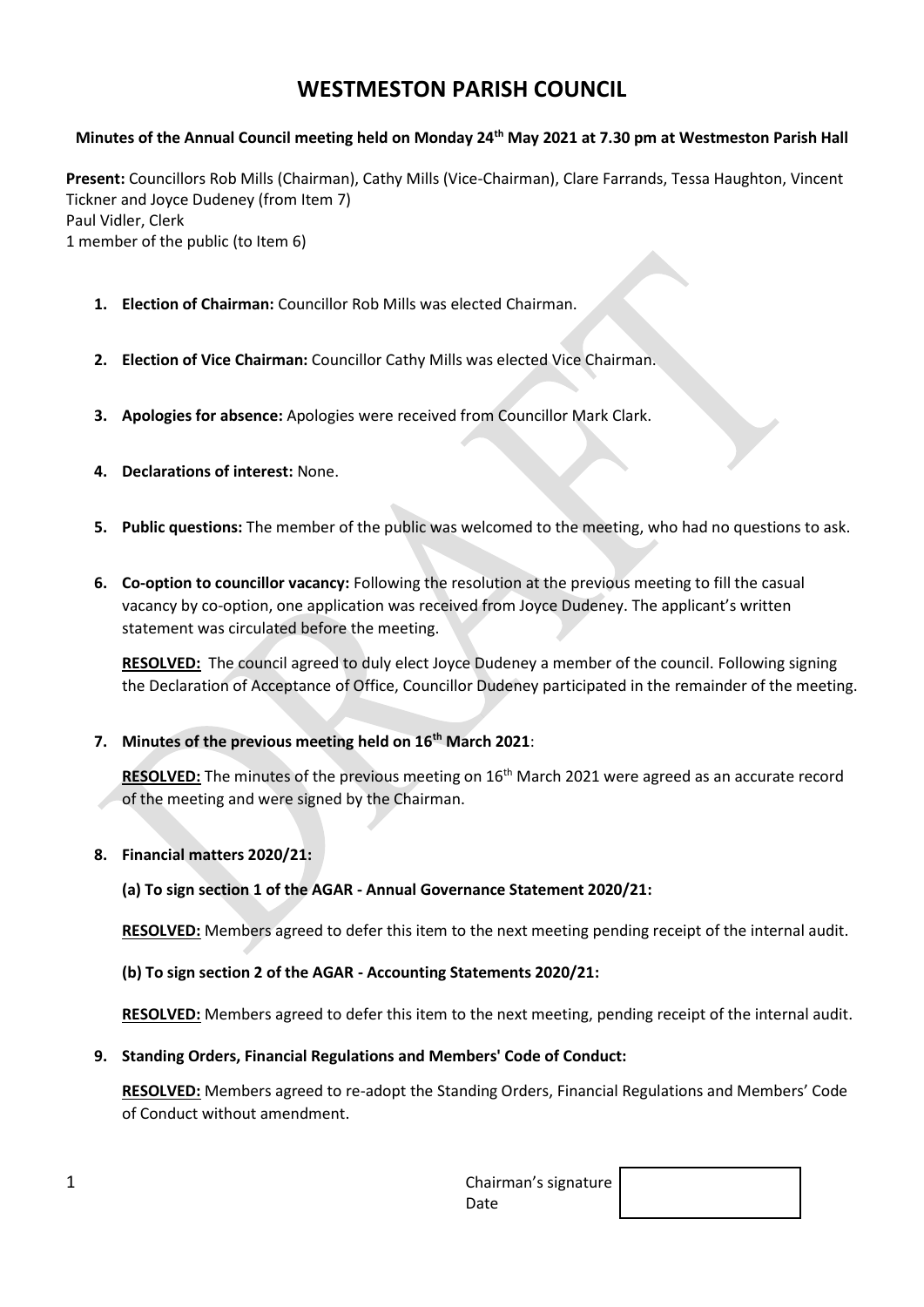# WESTMESTON PARISH COUNCIL

**Minutes of the Annual Council meeting held on Monday 24th May 2021 at 7.30 pm at Westmeston Parish Hall**

**Present:** Councillors Rob Mills (Chairman), Cathy Mills (Vice-Chairman), Clare Farrands, Tessa Haughton, Vincent Tickner and Joyce Dudeney (from Item 7)
Paul Vidler, Clerk
1 member of the public (to Item 6)

1. **Election of Chairman:** Councillor Rob Mills was elected Chairman.

2. **Election of Vice Chairman:** Councillor Cathy Mills was elected Vice Chairman.

3. **Apologies for absence:** Apologies were received from Councillor Mark Clark.

4. **Declarations of interest:** None.

5. **Public questions:** The member of the public was welcomed to the meeting, who had no questions to ask.

6. **Co-option to councillor vacancy:** Following the resolution at the previous meeting to fill the casual vacancy by co-option, one application was received from Joyce Dudeney. The applicant's written statement was circulated before the meeting.

   **RESOLVED:** The council agreed to duly elect Joyce Dudeney a member of the council. Following signing the Declaration of Acceptance of Office, Councillor Dudeney participated in the remainder of the meeting.

7. **Minutes of the previous meeting held on 16th March 2021**:

   **RESOLVED:** The minutes of the previous meeting on 16th March 2021 were agreed as an accurate record of the meeting and were signed by the Chairman.

8. **Financial matters 2020/21:**

   **(a) To sign section 1 of the AGAR - Annual Governance Statement 2020/21:**

   **RESOLVED:** Members agreed to defer this item to the next meeting pending receipt of the internal audit.

   **(b) To sign section 2 of the AGAR - Accounting Statements 2020/21:**

   **RESOLVED:** Members agreed to defer this item to the next meeting, pending receipt of the internal audit.

9. **Standing Orders, Financial Regulations and Members' Code of Conduct:**

   **RESOLVED:** Members agreed to re-adopt the Standing Orders, Financial Regulations and Members' Code of Conduct without amendment.

Chairman's signature
Date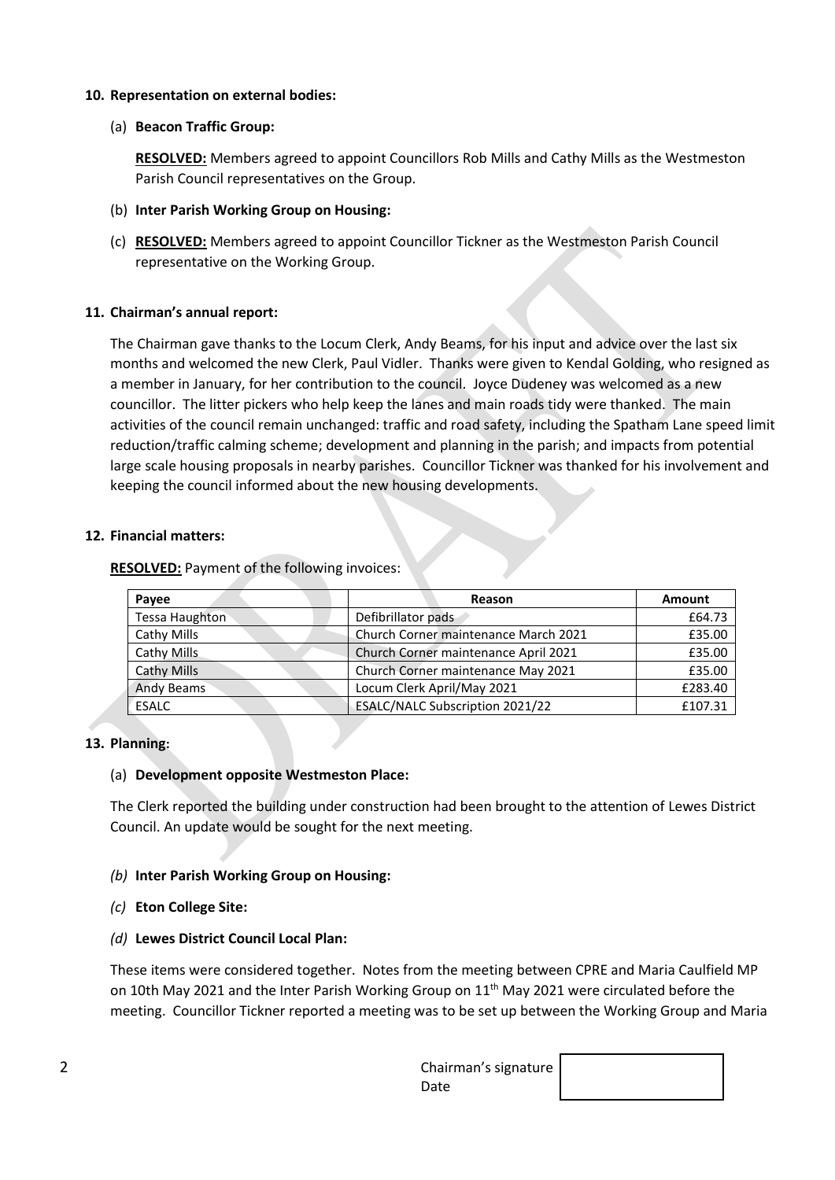**10. Representation on external bodies:**

(a) **Beacon Traffic Group:**

**RESOLVED:** Members agreed to appoint Councillors Rob Mills and Cathy Mills as the Westmeston Parish Council representatives on the Group.

(b) **Inter Parish Working Group on Housing:**

(c) **RESOLVED:** Members agreed to appoint Councillor Tickner as the Westmeston Parish Council representative on the Working Group.

**11. Chairman's annual report:**

The Chairman gave thanks to the Locum Clerk, Andy Beams, for his input and advice over the last six months and welcomed the new Clerk, Paul Vidler. Thanks were given to Kendal Golding, who resigned as a member in January, for her contribution to the council. Joyce Dudeney was welcomed as a new councillor. The litter pickers who help keep the lanes and main roads tidy were thanked. The main activities of the council remain unchanged: traffic and road safety, including the Spatham Lane speed limit reduction/traffic calming scheme; development and planning in the parish; and impacts from potential large scale housing proposals in nearby parishes. Councillor Tickner was thanked for his involvement and keeping the council informed about the new housing developments.

**12. Financial matters:**

**RESOLVED:** Payment of the following invoices:

| Payee | Reason | Amount |
|---|---|---|
| Tessa Haughton | Defibrillator pads | £64.73 |
| Cathy Mills | Church Corner maintenance March 2021 | £35.00 |
| Cathy Mills | Church Corner maintenance April 2021 | £35.00 |
| Cathy Mills | Church Corner maintenance May 2021 | £35.00 |
| Andy Beams | Locum Clerk April/May 2021 | £283.40 |
| ESALC | ESALC/NALC Subscription 2021/22 | £107.31 |

**13. Planning:**

(a) **Development opposite Westmeston Place:**

The Clerk reported the building under construction had been brought to the attention of Lewes District Council. An update would be sought for the next meeting.

*(b)* **Inter Parish Working Group on Housing:**

*(c)* **Eton College Site:**

*(d)* **Lewes District Council Local Plan:**

These items were considered together. Notes from the meeting between CPRE and Maria Caulfield MP on 10th May 2021 and the Inter Parish Working Group on 11th May 2021 were circulated before the meeting. Councillor Tickner reported a meeting was to be set up between the Working Group and Maria

Chairman's signature
Date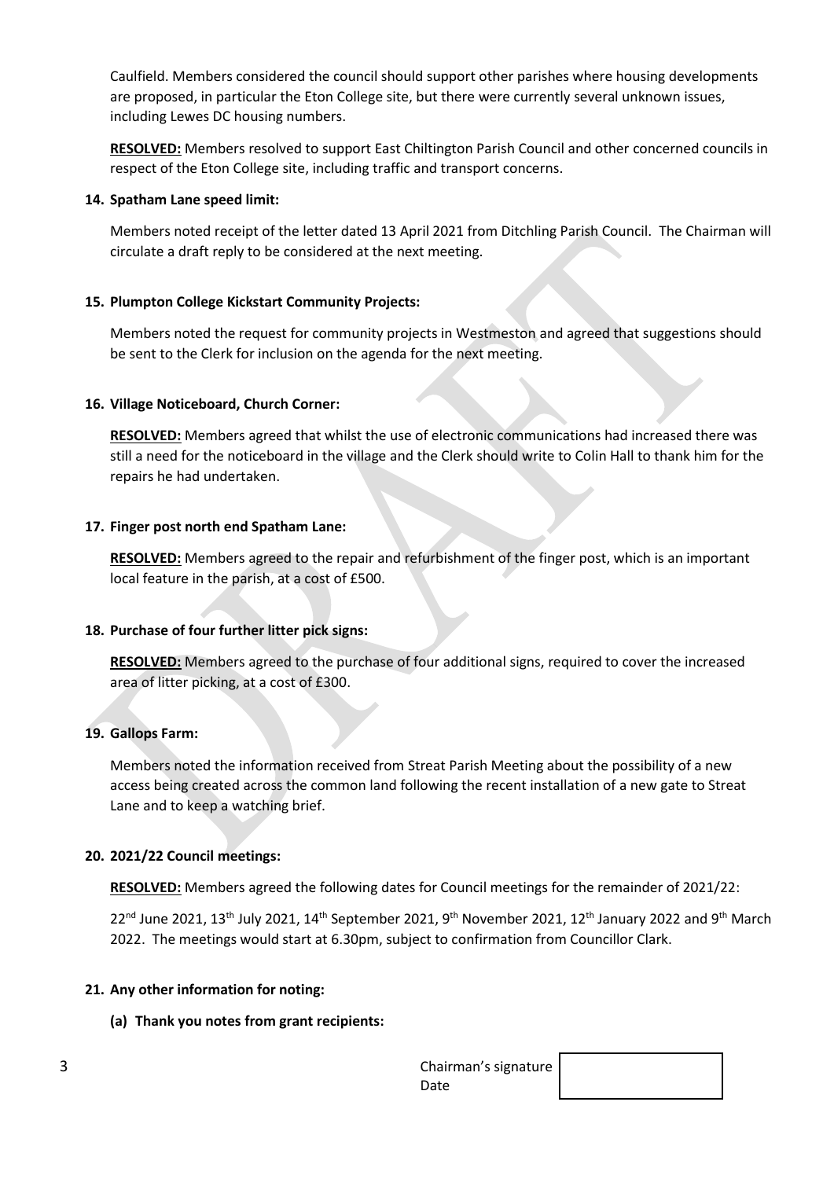Caulfield. Members considered the council should support other parishes where housing developments are proposed, in particular the Eton College site, but there were currently several unknown issues, including Lewes DC housing numbers.

**RESOLVED:** Members resolved to support East Chiltington Parish Council and other concerned councils in respect of the Eton College site, including traffic and transport concerns.

**14. Spatham Lane speed limit:**

Members noted receipt of the letter dated 13 April 2021 from Ditchling Parish Council. The Chairman will circulate a draft reply to be considered at the next meeting.

**15. Plumpton College Kickstart Community Projects:**

Members noted the request for community projects in Westmeston and agreed that suggestions should be sent to the Clerk for inclusion on the agenda for the next meeting.

**16. Village Noticeboard, Church Corner:**

**RESOLVED:** Members agreed that whilst the use of electronic communications had increased there was still a need for the noticeboard in the village and the Clerk should write to Colin Hall to thank him for the repairs he had undertaken.

**17. Finger post north end Spatham Lane:**

**RESOLVED:** Members agreed to the repair and refurbishment of the finger post, which is an important local feature in the parish, at a cost of £500.

**18. Purchase of four further litter pick signs:**

**RESOLVED:** Members agreed to the purchase of four additional signs, required to cover the increased area of litter picking, at a cost of £300.

**19. Gallops Farm:**

Members noted the information received from Streat Parish Meeting about the possibility of a new access being created across the common land following the recent installation of a new gate to Streat Lane and to keep a watching brief.

**20. 2021/22 Council meetings:**

**RESOLVED:** Members agreed the following dates for Council meetings for the remainder of 2021/22:

22nd June 2021, 13th July 2021, 14th September 2021, 9th November 2021, 12th January 2022 and 9th March 2022. The meetings would start at 6.30pm, subject to confirmation from Councillor Clark.

**21. Any other information for noting:**

**(a) Thank you notes from grant recipients:**

Chairman's signature
Date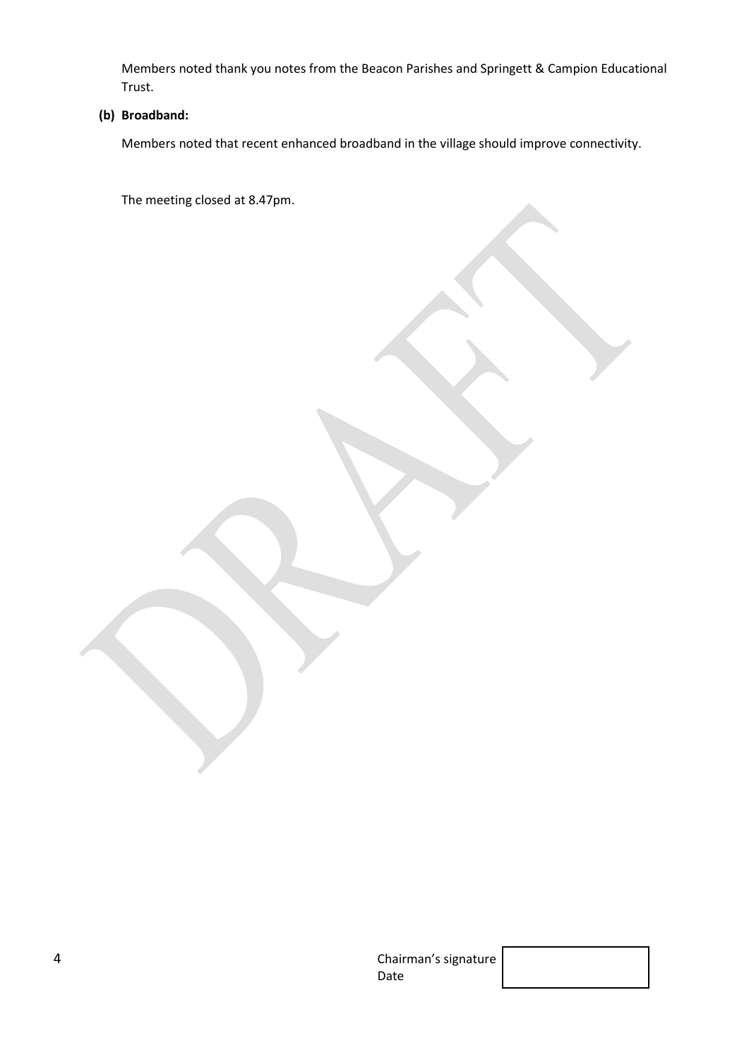Members noted thank you notes from the Beacon Parishes and Springett & Campion Educational Trust.

**(b) Broadband:**

Members noted that recent enhanced broadband in the village should improve connectivity.

The meeting closed at 8.47pm.

Chairman's signature
Date